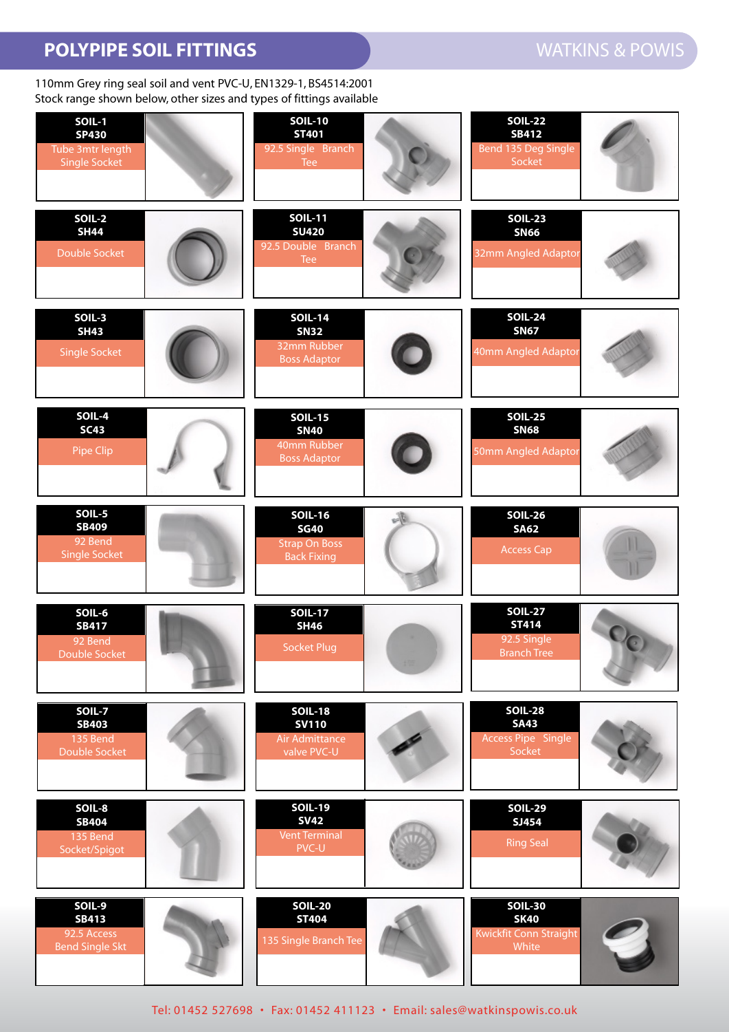# POLYPIPE SOIL FITTINGS

WATKINS & POWIS

110mm Grey ring seal soil and vent PVC-U, EN1329-1, BS4514:2001
Stock range shown below, other sizes and types of fittings available

| Code | Ref | Description |
|---|---|---|
| SOIL-1 | SP430 | Tube 3mtr length Single Socket |
| SOIL-2 | SH44 | Double Socket |
| SOIL-3 | SH43 | Single Socket |
| SOIL-4 | SC43 | Pipe Clip |
| SOIL-5 | SB409 | 92 Bend Single Socket |
| SOIL-6 | SB417 | 92 Bend Double Socket |
| SOIL-7 | SB403 | 135 Bend Double Socket |
| SOIL-8 | SB404 | 135 Bend Socket/Spigot |
| SOIL-9 | SB413 | 92.5 Access Bend Single Skt |
| SOIL-10 | ST401 | 92.5 Single Branch Tee |
| SOIL-11 | SU420 | 92.5 Double Branch Tee |
| SOIL-14 | SN32 | 32mm Rubber Boss Adaptor |
| SOIL-15 | SN40 | 40mm Rubber Boss Adaptor |
| SOIL-16 | SG40 | Strap On Boss Back Fixing |
| SOIL-17 | SH46 | Socket Plug |
| SOIL-18 | SV110 | Air Admittance valve PVC-U |
| SOIL-19 | SV42 | Vent Terminal PVC-U |
| SOIL-20 | ST404 | 135 Single Branch Tee |
| SOIL-22 | SB412 | Bend 135 Deg Single Socket |
| SOIL-23 | SN66 | 32mm Angled Adaptor |
| SOIL-24 | SN67 | 40mm Angled Adaptor |
| SOIL-25 | SN68 | 50mm Angled Adaptor |
| SOIL-26 | SA62 | Access Cap |
| SOIL-27 | ST414 | 92.5 Single Branch Tree |
| SOIL-28 | SA43 | Access Pipe Single Socket |
| SOIL-29 | SJ454 | Ring Seal |
| SOIL-30 | SK40 | Kwickfit Conn Straight White |

Tel: 01452 527698 • Fax: 01452 411123 • Email: sales@watkinspowis.co.uk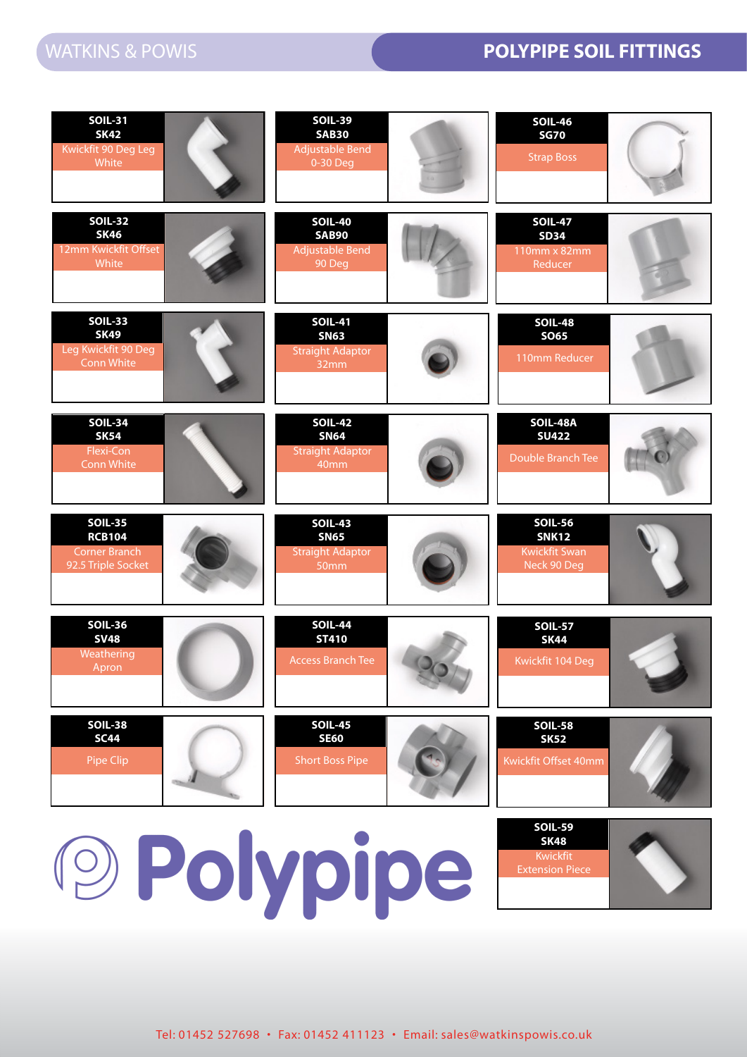# POLYPIPE SOIL FITTINGS

**SOIL-31**
**SK42**
Kwickfit 90 Deg Leg White

**SOIL-32**
**SK46**
12mm Kwickfit Offset White

**SOIL-33**
**SK49**
Leg Kwickfit 90 Deg Conn White

**SOIL-34**
**SK54**
Flexi-Con Conn White

**SOIL-35**
**RCB104**
Corner Branch 92.5 Triple Socket

**SOIL-36**
**SV48**
Weathering Apron

**SOIL-38**
**SC44**
Pipe Clip

**SOIL-39**
**SAB30**
Adjustable Bend 0-30 Deg

**SOIL-40**
**SAB90**
Adjustable Bend 90 Deg

**SOIL-41**
**SN63**
Straight Adaptor 32mm

**SOIL-42**
**SN64**
Straight Adaptor 40mm

**SOIL-43**
**SN65**
Straight Adaptor 50mm

**SOIL-44**
**ST410**
Access Branch Tee

**SOIL-45**
**SE60**
Short Boss Pipe

**SOIL-46**
**SG70**
Strap Boss

**SOIL-47**
**SD34**
110mm x 82mm Reducer

**SOIL-48**
**SO65**
110mm Reducer

**SOIL-48A**
**SU422**
Double Branch Tee

**SOIL-56**
**SNK12**
Kwickfit Swan Neck 90 Deg

**SOIL-57**
**SK44**
Kwickfit 104 Deg

**SOIL-58**
**SK52**
Kwickfit Offset 40mm

**SOIL-59**
**SK48**
Kwickfit Extension Piece

Polypipe

Tel: 01452 527698 • Fax: 01452 411123 • Email: sales@watkinspowis.co.uk